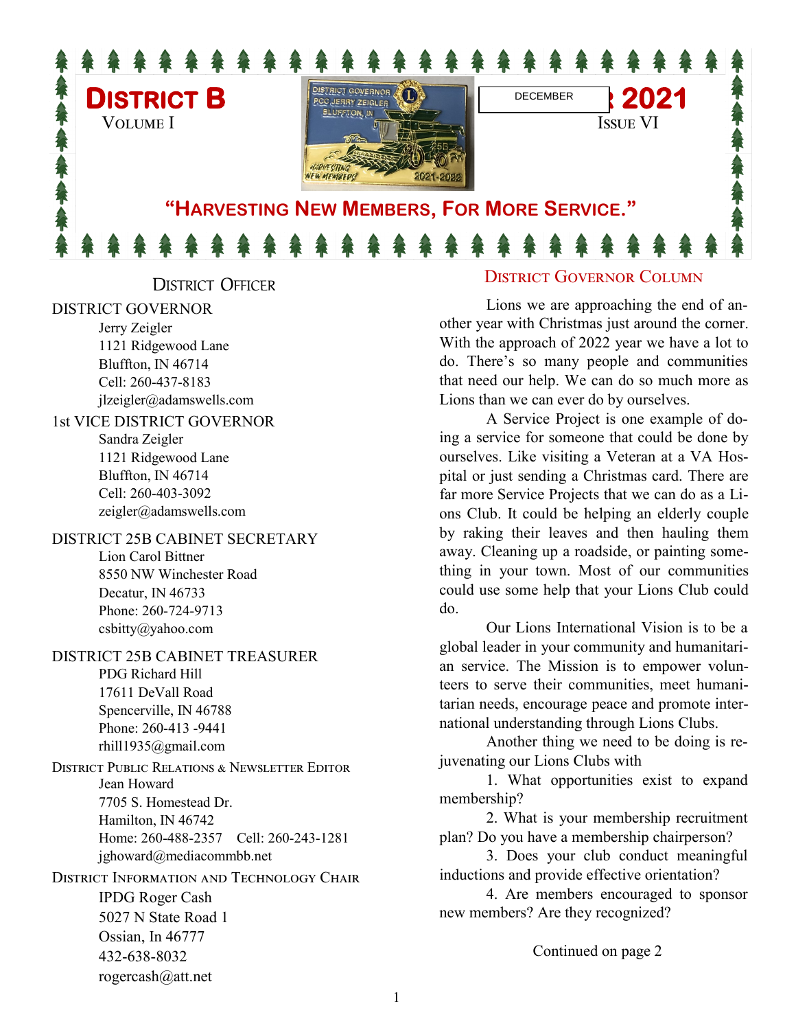# District B

Volume I

DECEMBER 2021

Issue VI

## "Harvesting New Members, For More Service."

### District Officer

DISTRICT GOVERNOR
Jerry Zeigler
1121 Ridgewood Lane
Bluffton, IN 46714
Cell: 260-437-8183
jlzeigler@adamswells.com

1st VICE DISTRICT GOVERNOR
Sandra Zeigler
1121 Ridgewood Lane
Bluffton, IN 46714
Cell: 260-403-3092
zeigler@adamswells.com

DISTRICT 25B CABINET SECRETARY
Lion Carol Bittner
8550 NW Winchester Road
Decatur, IN 46733
Phone: 260-724-9713
csbitty@yahoo.com

DISTRICT 25B CABINET TREASURER
PDG Richard Hill
17611 DeVall Road
Spencerville, IN 46788
Phone: 260-413 -9441
rhill1935@gmail.com

District Public Relations & Newsletter Editor
Jean Howard
7705 S. Homestead Dr.
Hamilton, IN 46742
Home: 260-488-2357 Cell: 260-243-1281
jghoward@mediacommbb.net

District Information and Technology Chair
IPDG Roger Cash
5027 N State Road 1
Ossian, In 46777
432-638-8032
rogercash@att.net

### District Governor Column

Lions we are approaching the end of another year with Christmas just around the corner. With the approach of 2022 year we have a lot to do. There's so many people and communities that need our help. We can do so much more as Lions than we can ever do by ourselves.

A Service Project is one example of doing a service for someone that could be done by ourselves. Like visiting a Veteran at a VA Hospital or just sending a Christmas card. There are far more Service Projects that we can do as a Lions Club. It could be helping an elderly couple by raking their leaves and then hauling them away. Cleaning up a roadside, or painting something in your town. Most of our communities could use some help that your Lions Club could do.

Our Lions International Vision is to be a global leader in your community and humanitarian service. The Mission is to empower volunteers to serve their communities, meet humanitarian needs, encourage peace and promote international understanding through Lions Clubs.

Another thing we need to be doing is rejuvenating our Lions Clubs with

1. What opportunities exist to expand membership?
2. What is your membership recruitment plan? Do you have a membership chairperson?
3. Does your club conduct meaningful inductions and provide effective orientation?
4. Are members encouraged to sponsor new members? Are they recognized?

Continued on page 2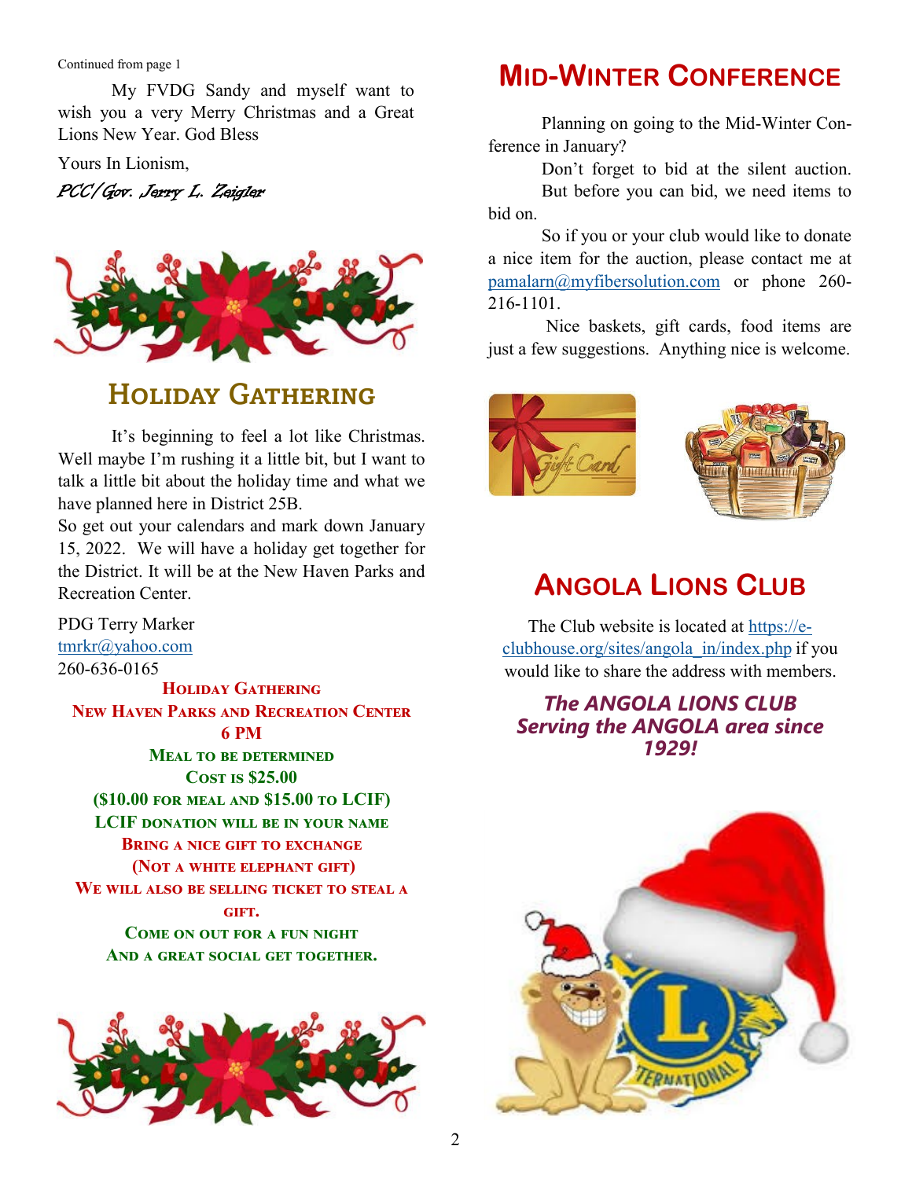Continued from page 1

My FVDG Sandy and myself want to wish you a very Merry Christmas and a Great Lions New Year. God Bless

Yours In Lionism,

*PCC/Gov. Jerry L. Zeigler*

## Holiday Gathering

It's beginning to feel a lot like Christmas. Well maybe I'm rushing it a little bit, but I want to talk a little bit about the holiday time and what we have planned here in District 25B.

So get out your calendars and mark down January 15, 2022. We will have a holiday get together for the District. It will be at the New Haven Parks and Recreation Center.

PDG Terry Marker
tmrkr@yahoo.com
260-636-0165

**Holiday Gathering**
**New Haven Parks and Recreation Center**
**6 PM**
**Meal to be determined**
**Cost is $25.00**
**($10.00 for meal and $15.00 to LCIF)**
**LCIF donation will be in your name**
**Bring a nice gift to exchange**
**(Not a white elephant gift)**
**We will also be selling ticket to steal a gift.**
**Come on out for a fun night**
**And a great social get together.**

## Mid-Winter Conference

Planning on going to the Mid-Winter Conference in January?

Don't forget to bid at the silent auction.

But before you can bid, we need items to bid on.

So if you or your club would like to donate a nice item for the auction, please contact me at pamalarn@myfibersolution.com or phone 260-216-1101.

Nice baskets, gift cards, food items are just a few suggestions. Anything nice is welcome.

## Angola Lions Club

The Club website is located at https://e-clubhouse.org/sites/angola_in/index.php if you would like to share the address with members.

***The ANGOLA LIONS CLUB Serving the ANGOLA area since 1929!***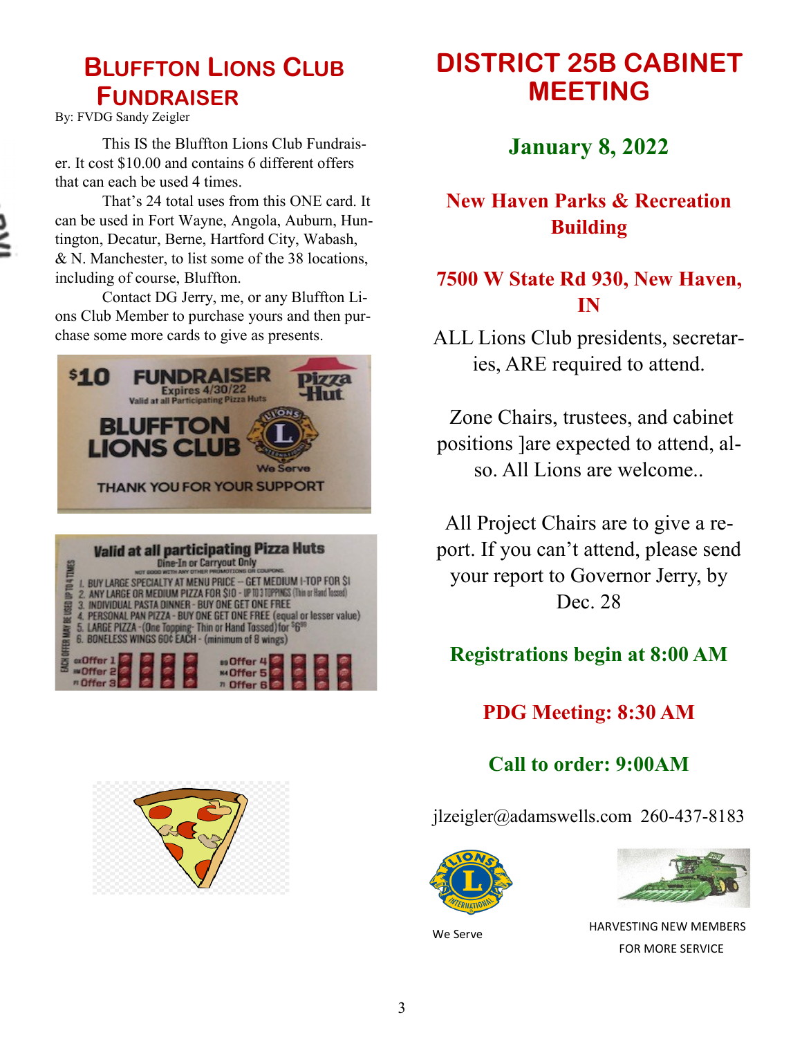## Bluffton Lions Club Fundraiser

By: FVDG Sandy Zeigler

This IS the Bluffton Lions Club Fundraiser. It cost $10.00 and contains 6 different offers that can each be used 4 times.

That's 24 total uses from this ONE card. It can be used in Fort Wayne, Angola, Auburn, Huntington, Decatur, Berne, Hartford City, Wabash, & N. Manchester, to list some of the 38 locations, including of course, Bluffton.

Contact DG Jerry, me, or any Bluffton Lions Club Member to purchase yours and then purchase some more cards to give as presents.

## DISTRICT 25B CABINET MEETING

**January 8, 2022**

**New Haven Parks & Recreation Building**

**7500 W State Rd 930, New Haven, IN**

ALL Lions Club presidents, secretaries, ARE required to attend.

Zone Chairs, trustees, and cabinet positions ]are expected to attend, also. All Lions are welcome..

All Project Chairs are to give a report. If you can't attend, please send your report to Governor Jerry, by Dec. 28

**Registrations begin at 8:00 AM**

**PDG Meeting: 8:30 AM**

**Call to order: 9:00AM**

jlzeigler@adamswells.com 260-437-8183

We Serve

HARVESTING NEW MEMBERS FOR MORE SERVICE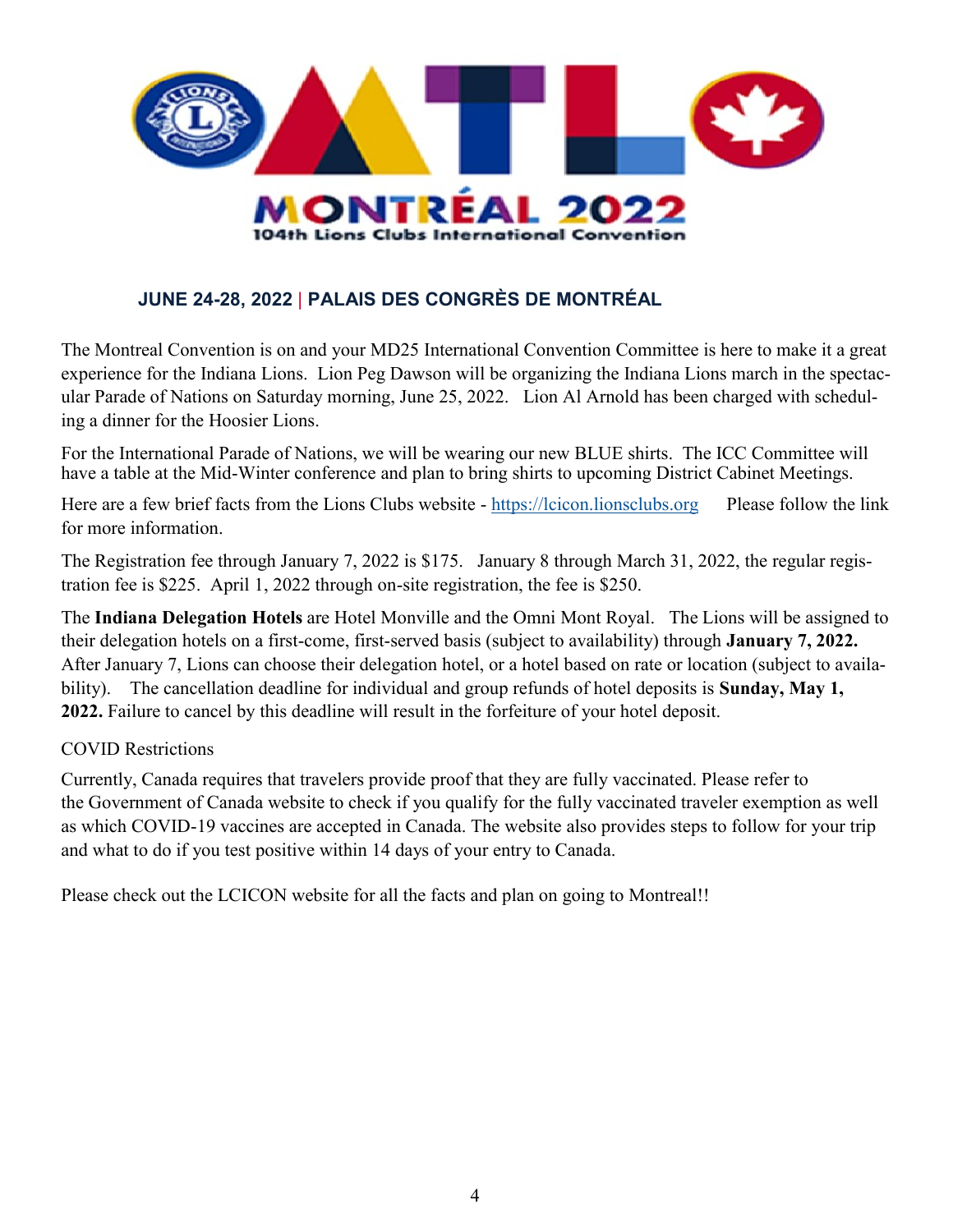# MONTRÉAL 2022

104th Lions Clubs International Convention

## JUNE 24-28, 2022 | PALAIS DES CONGRÈS DE MONTRÉAL

The Montreal Convention is on and your MD25 International Convention Committee is here to make it a great experience for the Indiana Lions. Lion Peg Dawson will be organizing the Indiana Lions march in the spectacular Parade of Nations on Saturday morning, June 25, 2022. Lion Al Arnold has been charged with scheduling a dinner for the Hoosier Lions.

For the International Parade of Nations, we will be wearing our new BLUE shirts. The ICC Committee will have a table at the Mid-Winter conference and plan to bring shirts to upcoming District Cabinet Meetings.

Here are a few brief facts from the Lions Clubs website - https://lcicon.lionsclubs.org Please follow the link for more information.

The Registration fee through January 7, 2022 is $175. January 8 through March 31, 2022, the regular registration fee is $225. April 1, 2022 through on-site registration, the fee is $250.

The **Indiana Delegation Hotels** are Hotel Monville and the Omni Mont Royal. The Lions will be assigned to their delegation hotels on a first-come, first-served basis (subject to availability) through **January 7, 2022.** After January 7, Lions can choose their delegation hotel, or a hotel based on rate or location (subject to availability). The cancellation deadline for individual and group refunds of hotel deposits is **Sunday, May 1, 2022.** Failure to cancel by this deadline will result in the forfeiture of your hotel deposit.

COVID Restrictions

Currently, Canada requires that travelers provide proof that they are fully vaccinated. Please refer to the Government of Canada website to check if you qualify for the fully vaccinated traveler exemption as well as which COVID-19 vaccines are accepted in Canada. The website also provides steps to follow for your trip and what to do if you test positive within 14 days of your entry to Canada.

Please check out the LCICON website for all the facts and plan on going to Montreal!!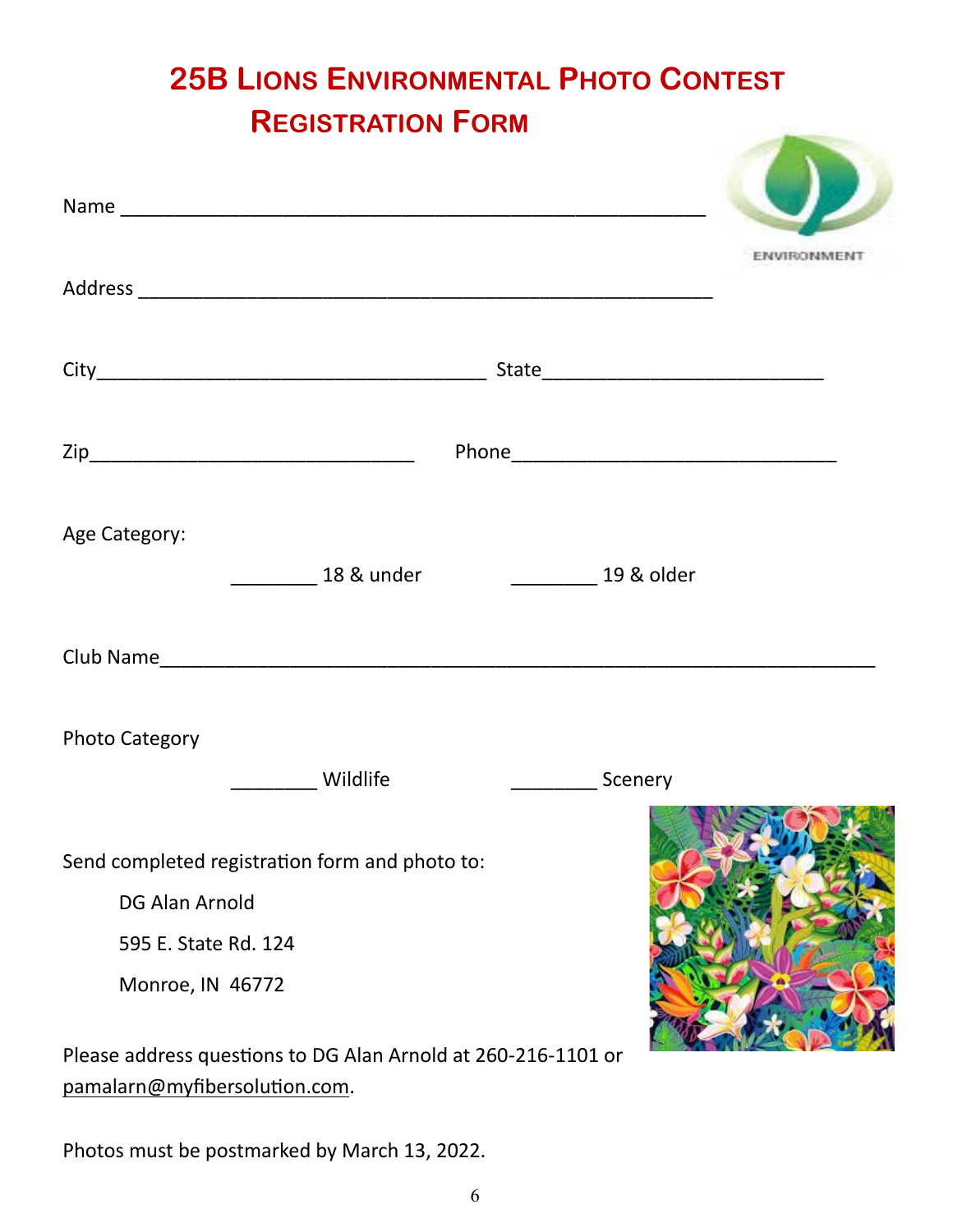# 25B Lions Environmental Photo Contest Registration Form

Name ____________________________________________________

Address ____________________________________________________

City____________________________________ State__________________________

Zip______________________________ Phone______________________________

Age Category:

________ 18 & under ________ 19 & older

Club Name__________________________________________________________________

Photo Category

________ Wildlife ________ Scenery

Send completed registration form and photo to:

DG Alan Arnold

595 E. State Rd. 124

Monroe, IN 46772

Please address questions to DG Alan Arnold at 260-216-1101 or pamalarn@myfibersolution.com.

Photos must be postmarked by March 13, 2022.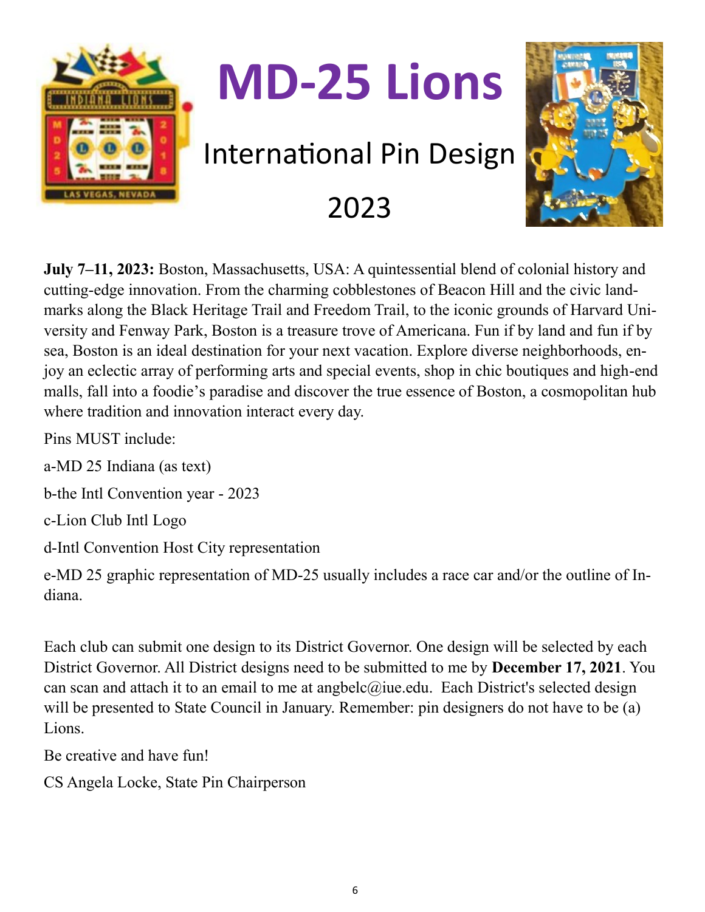# MD-25 Lions

## International Pin Design

## 2023

**July 7–11, 2023:** Boston, Massachusetts, USA: A quintessential blend of colonial history and cutting-edge innovation. From the charming cobblestones of Beacon Hill and the civic landmarks along the Black Heritage Trail and Freedom Trail, to the iconic grounds of Harvard University and Fenway Park, Boston is a treasure trove of Americana. Fun if by land and fun if by sea, Boston is an ideal destination for your next vacation. Explore diverse neighborhoods, enjoy an eclectic array of performing arts and special events, shop in chic boutiques and high-end malls, fall into a foodie's paradise and discover the true essence of Boston, a cosmopolitan hub where tradition and innovation interact every day.

Pins MUST include:

a-MD 25 Indiana (as text)

b-the Intl Convention year - 2023

c-Lion Club Intl Logo

d-Intl Convention Host City representation

e-MD 25 graphic representation of MD-25 usually includes a race car and/or the outline of Indiana.

Each club can submit one design to its District Governor. One design will be selected by each District Governor. All District designs need to be submitted to me by **December 17, 2021**. You can scan and attach it to an email to me at angbelc@iue.edu. Each District's selected design will be presented to State Council in January. Remember: pin designers do not have to be (a) Lions.

Be creative and have fun!

CS Angela Locke, State Pin Chairperson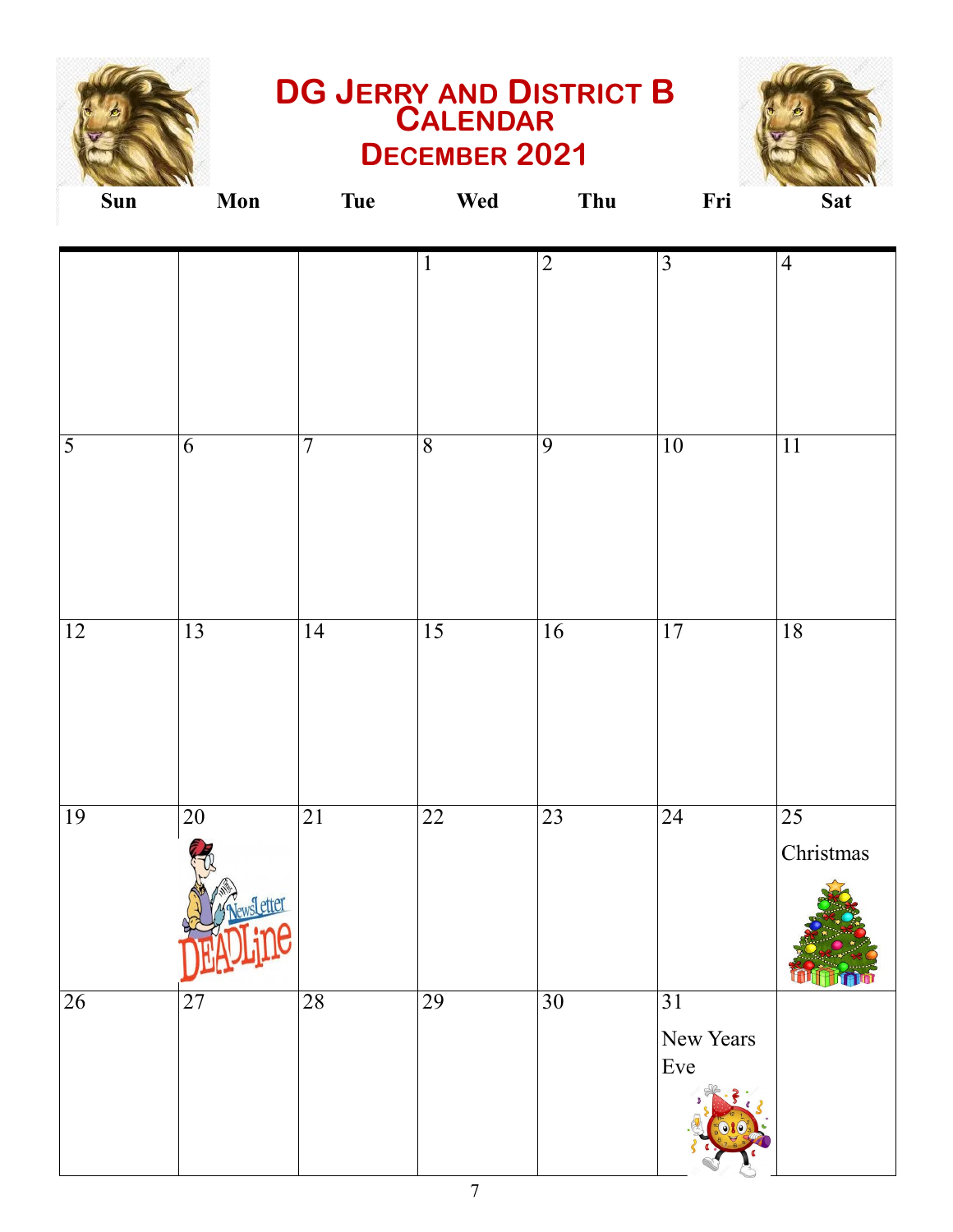# DG Jerry and District B Calendar

## December 2021

| Sun | Mon | Tue | Wed | Thu | Fri | Sat |
|---|---|---|---|---|---|---|
| | | | 1 | 2 | 3 | 4 |
| 5 | 6 | 7 | 8 | 9 | 10 | 11 |
| 12 | 13 | 14 | 15 | 16 | 17 | 18 |
| 19 | 20 NewsLetter DEADLine | 21 | 22 | 23 | 24 | 25 Christmas |
| 26 | 27 | 28 | 29 | 30 | 31 New Years Eve | |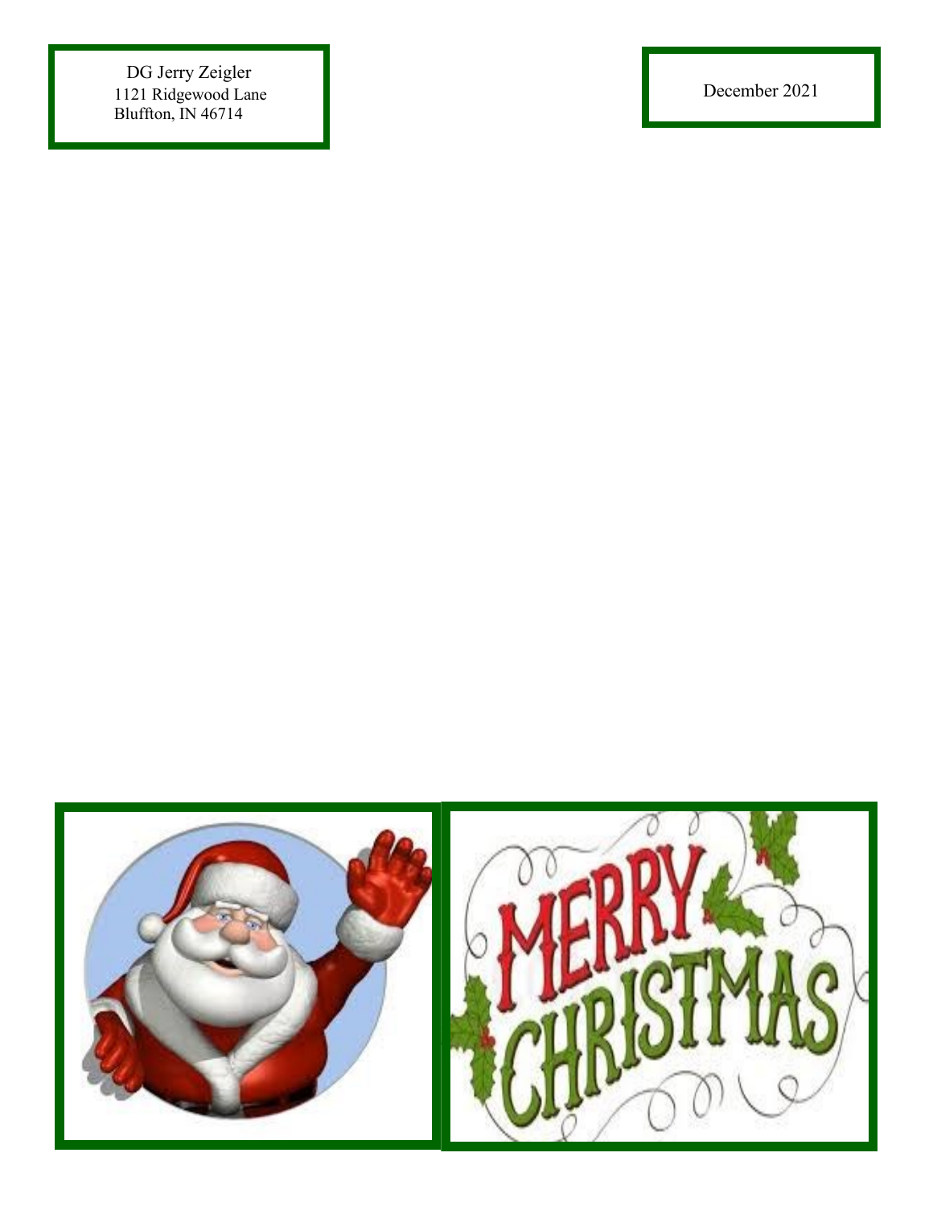DG Jerry Zeigler
1121 Ridgewood Lane
Bluffton, IN 46714

December 2021